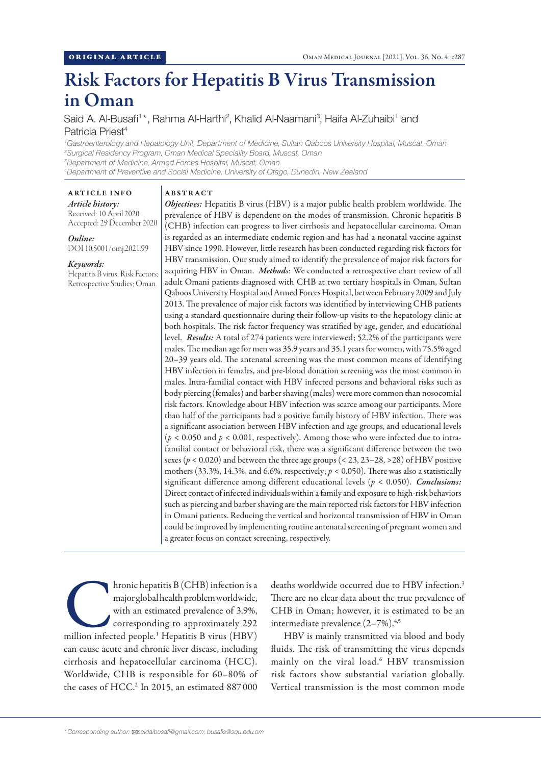ORIGINAL ARTICLE

# Risk Factors for Hepatitis B Virus Transmission in Oman

Said A. Al-Busafi[1]*, Rahma Al-Harthi[2], Khalid Al-Naamani[3], Haifa Al-Zuhaibi[1] and Patricia Priest[4]

[1]Gastroenterology and Hepatology Unit, Department of Medicine, Sultan Qaboos University Hospital, Muscat, Oman
[2]Surgical Residency Program, Oman Medical Speciality Board, Muscat, Oman
[3]Department of Medicine, Armed Forces Hospital, Muscat, Oman
[4]Department of Preventive and Social Medicine, University of Otago, Dunedin, New Zealand

**ARTICLE INFO**

*Article history:*
Received: 10 April 2020
Accepted: 29 December 2020

*Online:*
DOI 10.5001/omj.2021.99

*Keywords:*
Hepatitis B virus; Risk Factors; Retrospective Studies; Oman.

**ABSTRACT**

***Objectives:*** Hepatitis B virus (HBV) is a major public health problem worldwide. The prevalence of HBV is dependent on the modes of transmission. Chronic hepatitis B (CHB) infection can progress to liver cirrhosis and hepatocellular carcinoma. Oman is regarded as an intermediate endemic region and has had a neonatal vaccine against HBV since 1990. However, little research has been conducted regarding risk factors for HBV transmission. Our study aimed to identify the prevalence of major risk factors for acquiring HBV in Oman. ***Methods***: We conducted a retrospective chart review of all adult Omani patients diagnosed with CHB at two tertiary hospitals in Oman, Sultan Qaboos University Hospital and Armed Forces Hospital, between February 2009 and July 2013. The prevalence of major risk factors was identified by interviewing CHB patients using a standard questionnaire during their follow-up visits to the hepatology clinic at both hospitals. The risk factor frequency was stratified by age, gender, and educational level. ***Results:*** A total of 274 patients were interviewed; 52.2% of the participants were males. The median age for men was 35.9 years and 35.1 years for women, with 75.5% aged 20–39 years old. The antenatal screening was the most common means of identifying HBV infection in females, and pre-blood donation screening was the most common in males. Intra-familial contact with HBV infected persons and behavioral risks such as body piercing (females) and barber shaving (males) were more common than nosocomial risk factors. Knowledge about HBV infection was scarce among our participants. More than half of the participants had a positive family history of HBV infection. There was a significant association between HBV infection and age groups, and educational levels ($p < 0.050$ and $p < 0.001$, respectively). Among those who were infected due to intra-familial contact or behavioral risk, there was a significant difference between the two sexes ($p < 0.020$) and between the three age groups (< 23, 23–28, >28) of HBV positive mothers (33.3%, 14.3%, and 6.6%, respectively; $p < 0.050$). There was also a statistically significant difference among different educational levels ($p < 0.050$). ***Conclusions:*** Direct contact of infected individuals within a family and exposure to high-risk behaviors such as piercing and barber shaving are the main reported risk factors for HBV infection in Omani patients. Reducing the vertical and horizontal transmission of HBV in Oman could be improved by implementing routine antenatal screening of pregnant women and a greater focus on contact screening, respectively.

Chronic hepatitis B (CHB) infection is a major global health problem worldwide, with an estimated prevalence of 3.9%, corresponding to approximately 292 million infected people.[1] Hepatitis B virus (HBV) can cause acute and chronic liver disease, including cirrhosis and hepatocellular carcinoma (HCC). Worldwide, CHB is responsible for 60–80% of the cases of HCC.[2] In 2015, an estimated 887 000 deaths worldwide occurred due to HBV infection.[3] There are no clear data about the true prevalence of CHB in Oman; however, it is estimated to be an intermediate prevalence (2–7%).[4,5]

HBV is mainly transmitted via blood and body fluids. The risk of transmitting the virus depends mainly on the viral load.[6] HBV transmission risk factors show substantial variation globally. Vertical transmission is the most common mode

*Corresponding author: saidalbusafi@gmail.com; busafis@squ.edu.om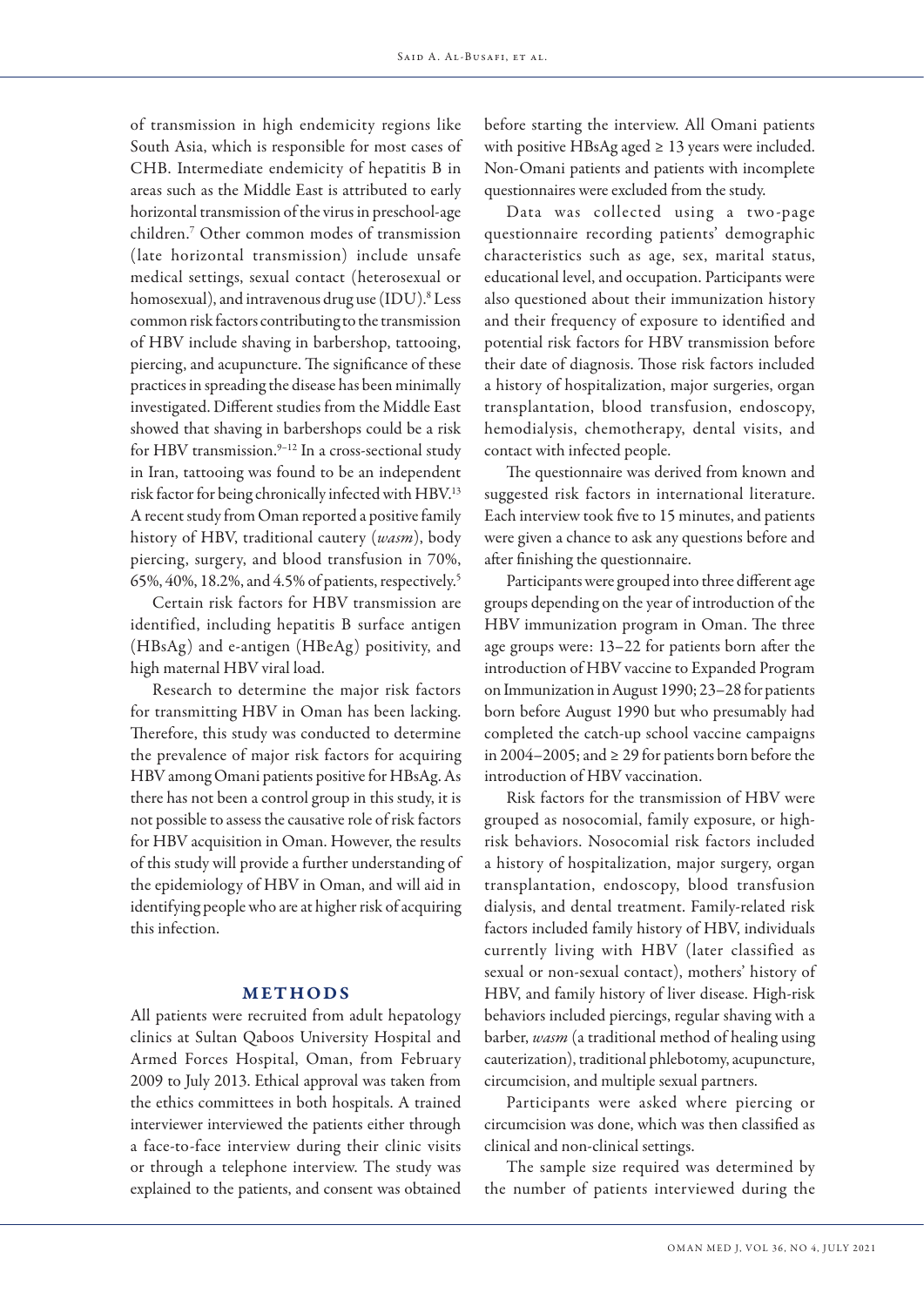of transmission in high endemicity regions like South Asia, which is responsible for most cases of CHB. Intermediate endemicity of hepatitis B in areas such as the Middle East is attributed to early horizontal transmission of the virus in preschool-age children.[7] Other common modes of transmission (late horizontal transmission) include unsafe medical settings, sexual contact (heterosexual or homosexual), and intravenous drug use (IDU).[8] Less common risk factors contributing to the transmission of HBV include shaving in barbershop, tattooing, piercing, and acupuncture. The significance of these practices in spreading the disease has been minimally investigated. Different studies from the Middle East showed that shaving in barbershops could be a risk for HBV transmission.[9–12] In a cross-sectional study in Iran, tattooing was found to be an independent risk factor for being chronically infected with HBV.[13] A recent study from Oman reported a positive family history of HBV, traditional cautery (*wasm*), body piercing, surgery, and blood transfusion in 70%, 65%, 40%, 18.2%, and 4.5% of patients, respectively.[5]

Certain risk factors for HBV transmission are identified, including hepatitis B surface antigen (HBsAg) and e-antigen (HBeAg) positivity, and high maternal HBV viral load.

Research to determine the major risk factors for transmitting HBV in Oman has been lacking. Therefore, this study was conducted to determine the prevalence of major risk factors for acquiring HBV among Omani patients positive for HBsAg. As there has not been a control group in this study, it is not possible to assess the causative role of risk factors for HBV acquisition in Oman. However, the results of this study will provide a further understanding of the epidemiology of HBV in Oman, and will aid in identifying people who are at higher risk of acquiring this infection.

## METHODS

All patients were recruited from adult hepatology clinics at Sultan Qaboos University Hospital and Armed Forces Hospital, Oman, from February 2009 to July 2013. Ethical approval was taken from the ethics committees in both hospitals. A trained interviewer interviewed the patients either through a face-to-face interview during their clinic visits or through a telephone interview. The study was explained to the patients, and consent was obtained before starting the interview. All Omani patients with positive HBsAg aged ≥ 13 years were included. Non-Omani patients and patients with incomplete questionnaires were excluded from the study.

Data was collected using a two-page questionnaire recording patients' demographic characteristics such as age, sex, marital status, educational level, and occupation. Participants were also questioned about their immunization history and their frequency of exposure to identified and potential risk factors for HBV transmission before their date of diagnosis. Those risk factors included a history of hospitalization, major surgeries, organ transplantation, blood transfusion, endoscopy, hemodialysis, chemotherapy, dental visits, and contact with infected people.

The questionnaire was derived from known and suggested risk factors in international literature. Each interview took five to 15 minutes, and patients were given a chance to ask any questions before and after finishing the questionnaire.

Participants were grouped into three different age groups depending on the year of introduction of the HBV immunization program in Oman. The three age groups were: 13–22 for patients born after the introduction of HBV vaccine to Expanded Program on Immunization in August 1990; 23–28 for patients born before August 1990 but who presumably had completed the catch-up school vaccine campaigns in 2004–2005; and ≥ 29 for patients born before the introduction of HBV vaccination.

Risk factors for the transmission of HBV were grouped as nosocomial, family exposure, or high-risk behaviors. Nosocomial risk factors included a history of hospitalization, major surgery, organ transplantation, endoscopy, blood transfusion dialysis, and dental treatment. Family-related risk factors included family history of HBV, individuals currently living with HBV (later classified as sexual or non-sexual contact), mothers' history of HBV, and family history of liver disease. High-risk behaviors included piercings, regular shaving with a barber, *wasm* (a traditional method of healing using cauterization), traditional phlebotomy, acupuncture, circumcision, and multiple sexual partners.

Participants were asked where piercing or circumcision was done, which was then classified as clinical and non-clinical settings.

The sample size required was determined by the number of patients interviewed during the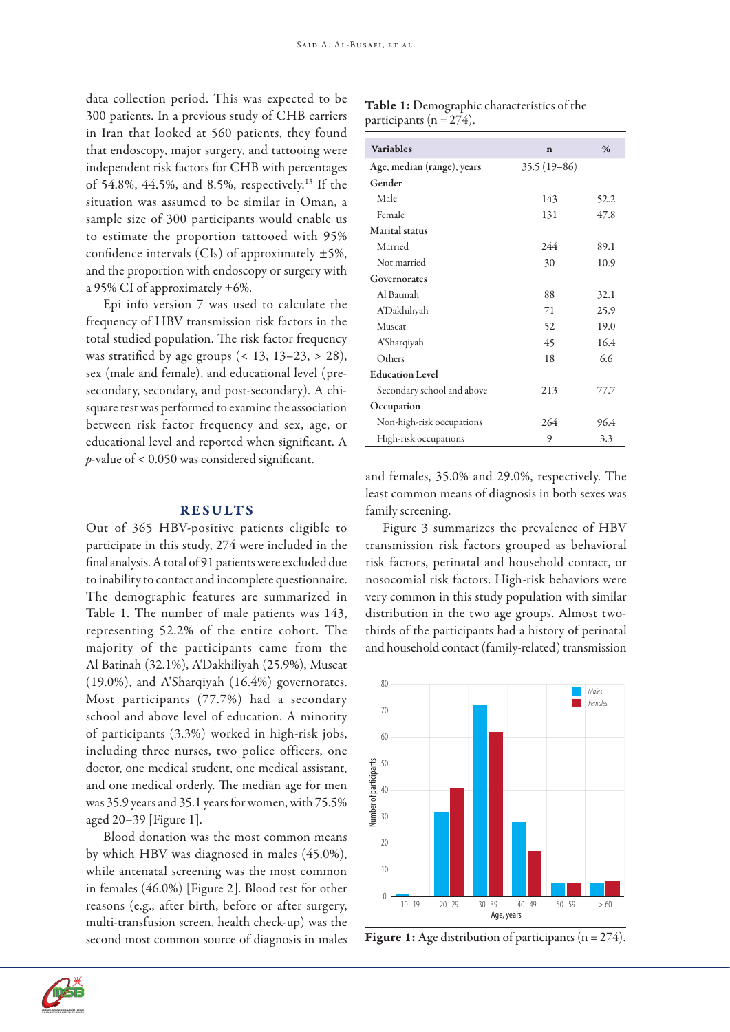data collection period. This was expected to be 300 patients. In a previous study of CHB carriers in Iran that looked at 560 patients, they found that endoscopy, major surgery, and tattooing were independent risk factors for CHB with percentages of 54.8%, 44.5%, and 8.5%, respectively.[13] If the situation was assumed to be similar in Oman, a sample size of 300 participants would enable us to estimate the proportion tattooed with 95% confidence intervals (CIs) of approximately ±5%, and the proportion with endoscopy or surgery with a 95% CI of approximately ±6%.

Epi info version 7 was used to calculate the frequency of HBV transmission risk factors in the total studied population. The risk factor frequency was stratified by age groups (< 13, 13–23, > 28), sex (male and female), and educational level (pre-secondary, secondary, and post-secondary). A chi-square test was performed to examine the association between risk factor frequency and sex, age, or educational level and reported when significant. A $p$-value of < 0.050 was considered significant.

## RESULTS

Out of 365 HBV-positive patients eligible to participate in this study, 274 were included in the final analysis. A total of 91 patients were excluded due to inability to contact and incomplete questionnaire. The demographic features are summarized in Table 1. The number of male patients was 143, representing 52.2% of the entire cohort. The majority of the participants came from the Al Batinah (32.1%), A'Dakhiliyah (25.9%), Muscat (19.0%), and A'Sharqiyah (16.4%) governorates. Most participants (77.7%) had a secondary school and above level of education. A minority of participants (3.3%) worked in high-risk jobs, including three nurses, two police officers, one doctor, one medical student, one medical assistant, and one medical orderly. The median age for men was 35.9 years and 35.1 years for women, with 75.5% aged 20–39 [Figure 1].

Blood donation was the most common means by which HBV was diagnosed in males (45.0%), while antenatal screening was the most common in females (46.0%) [Figure 2]. Blood test for other reasons (e.g., after birth, before or after surgery, multi-transfusion screen, health check-up) was the second most common source of diagnosis in males and females, 35.0% and 29.0%, respectively. The least common means of diagnosis in both sexes was family screening.

**Table 1:** Demographic characteristics of the participants (n = 274).

| Variables | n | % |
|---|---|---|
| Age, median (range), years | 35.5 (19–86) | |
| **Gender** | | |
| Male | 143 | 52.2 |
| Female | 131 | 47.8 |
| **Marital status** | | |
| Married | 244 | 89.1 |
| Not married | 30 | 10.9 |
| **Governorates** | | |
| Al Batinah | 88 | 32.1 |
| A'Dakhiliyah | 71 | 25.9 |
| Muscat | 52 | 19.0 |
| A'Sharqiyah | 45 | 16.4 |
| Others | 18 | 6.6 |
| **Education Level** | | |
| Secondary school and above | 213 | 77.7 |
| **Occupation** | | |
| Non-high-risk occupations | 264 | 96.4 |
| High-risk occupations | 9 | 3.3 |

Figure 3 summarizes the prevalence of HBV transmission risk factors grouped as behavioral risk factors, perinatal and household contact, or nosocomial risk factors. High-risk behaviors were very common in this study population with similar distribution in the two age groups. Almost two-thirds of the participants had a history of perinatal and household contact (family-related) transmission

**Figure 1:** Age distribution of participants (n = 274).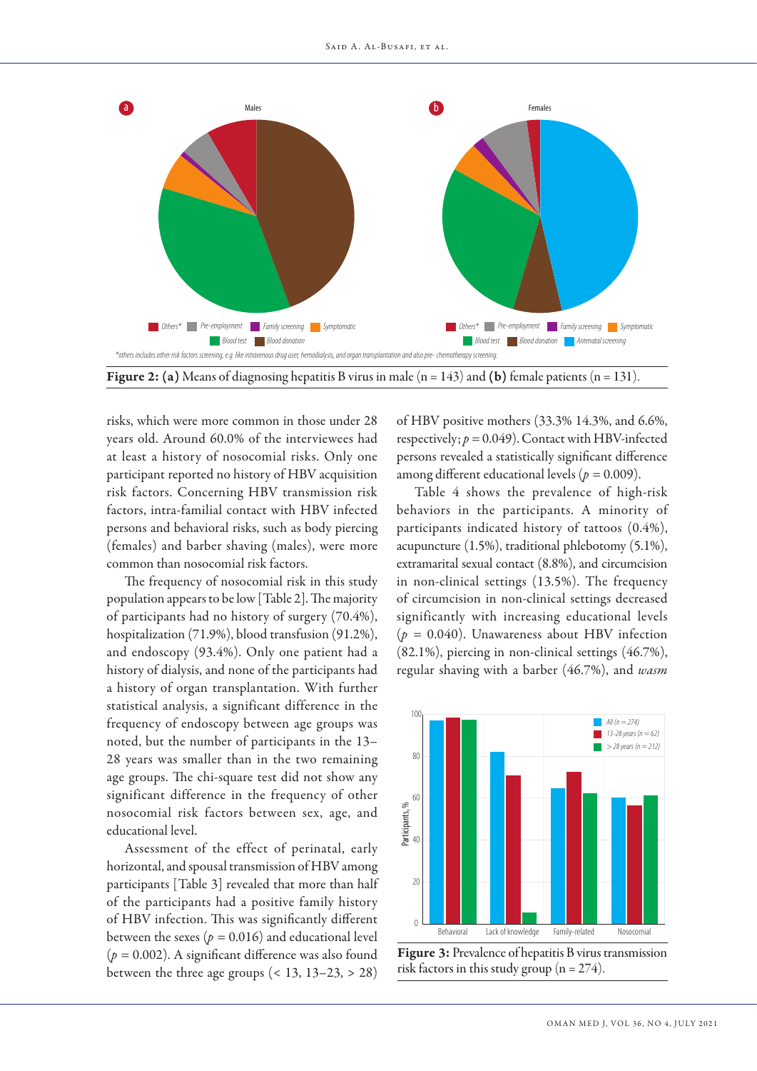Figure 2: (a) Means of diagnosing hepatitis B virus in male (n = 143) and (b) female patients (n = 131).

*others includes other risk factors screening, e.g. like intravenous drug user, hemodialysis, and organ transplantation and also pre- chemotherapy screening.

risks, which were more common in those under 28 years old. Around 60.0% of the interviewees had at least a history of nosocomial risks. Only one participant reported no history of HBV acquisition risk factors. Concerning HBV transmission risk factors, intra-familial contact with HBV infected persons and behavioral risks, such as body piercing (females) and barber shaving (males), were more common than nosocomial risk factors.

The frequency of nosocomial risk in this study population appears to be low [Table 2]. The majority of participants had no history of surgery (70.4%), hospitalization (71.9%), blood transfusion (91.2%), and endoscopy (93.4%). Only one patient had a history of dialysis, and none of the participants had a history of organ transplantation. With further statistical analysis, a significant difference in the frequency of endoscopy between age groups was noted, but the number of participants in the 13–28 years was smaller than in the two remaining age groups. The chi-square test did not show any significant difference in the frequency of other nosocomial risk factors between sex, age, and educational level.

Assessment of the effect of perinatal, early horizontal, and spousal transmission of HBV among participants [Table 3] revealed that more than half of the participants had a positive family history of HBV infection. This was significantly different between the sexes ($p = 0.016$) and educational level ($p = 0.002$). A significant difference was also found between the three age groups (< 13, 13–23, > 28) of HBV positive mothers (33.3% 14.3%, and 6.6%, respectively; $p = 0.049$). Contact with HBV-infected persons revealed a statistically significant difference among different educational levels ($p = 0.009$).

Table 4 shows the prevalence of high-risk behaviors in the participants. A minority of participants indicated history of tattoos (0.4%), acupuncture (1.5%), traditional phlebotomy (5.1%), extramarital sexual contact (8.8%), and circumcision in non-clinical settings (13.5%). The frequency of circumcision in non-clinical settings decreased significantly with increasing educational levels ($p = 0.040$). Unawareness about HBV infection (82.1%), piercing in non-clinical settings (46.7%), regular shaving with a barber (46.7%), and *wasm*

Figure 3: Prevalence of hepatitis B virus transmission risk factors in this study group (n = 274).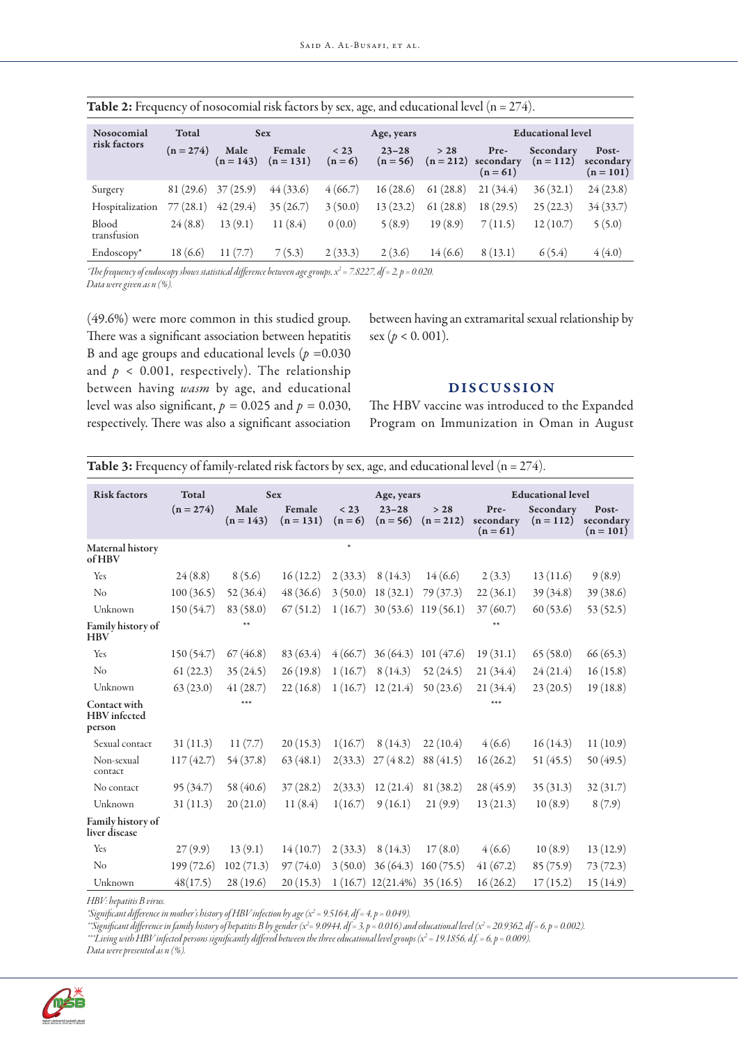**Table 2:** Frequency of nosocomial risk factors by sex, age, and educational level (n = 274).

| Nosocomial risk factors | Total | Sex | | Age, years | | | Educational level | | |
|---|---|---|---|---|---|---|---|---|---|
| | (n = 274) | Male (n = 143) | Female (n = 131) | < 23 (n = 6) | 23–28 (n = 56) | > 28 (n = 212) | Pre-secondary (n = 61) | Secondary (n = 112) | Post-secondary (n = 101) |
| Surgery | 81 (29.6) | 37 (25.9) | 44 (33.6) | 4 (66.7) | 16 (28.6) | 61 (28.8) | 21 (34.4) | 36 (32.1) | 24 (23.8) |
| Hospitalization | 77 (28.1) | 42 (29.4) | 35 (26.7) | 3 (50.0) | 13 (23.2) | 61 (28.8) | 18 (29.5) | 25 (22.3) | 34 (33.7) |
| Blood transfusion | 24 (8.8) | 13 (9.1) | 11 (8.4) | 0 (0.0) | 5 (8.9) | 19 (8.9) | 7 (11.5) | 12 (10.7) | 5 (5.0) |
| Endoscopy* | 18 (6.6) | 11 (7.7) | 7 (5.3) | 2 (33.3) | 2 (3.6) | 14 (6.6) | 8 (13.1) | 6 (5.4) | 4 (4.0) |

*The frequency of endoscopy shows statistical difference between age groups, $x^2 = 7.8227$, $df = 2$, $p = 0.020$.
*Data were given as n (%).*

(49.6%) were more common in this studied group. There was a significant association between hepatitis B and age groups and educational levels ($p$ =0.030 and $p$ < 0.001, respectively). The relationship between having *wasm* by age, and educational level was also significant, $p$ = 0.025 and $p$ = 0.030, respectively. There was also a significant association between having an extramarital sexual relationship by sex ($p$ < 0. 001).

## DISCUSSION

The HBV vaccine was introduced to the Expanded Program on Immunization in Oman in August

**Table 3:** Frequency of family-related risk factors by sex, age, and educational level (n = 274).

| Risk factors | Total | Sex | | Age, years | | | Educational level | | |
|---|---|---|---|---|---|---|---|---|---|
| | (n = 274) | Male (n = 143) | Female (n = 131) | < 23 (n = 6) | 23–28 (n = 56) | > 28 (n = 212) | Pre-secondary (n = 61) | Secondary (n = 112) | Post-secondary (n = 101) |
| **Maternal history of HBV** | | | | * | | | | | |
| Yes | 24 (8.8) | 8 (5.6) | 16 (12.2) | 2 (33.3) | 8 (14.3) | 14 (6.6) | 2 (3.3) | 13 (11.6) | 9 (8.9) |
| No | 100 (36.5) | 52 (36.4) | 48 (36.6) | 3 (50.0) | 18 (32.1) | 79 (37.3) | 22 (36.1) | 39 (34.8) | 39 (38.6) |
| Unknown | 150 (54.7) | 83 (58.0) | 67 (51.2) | 1 (16.7) | 30 (53.6) | 119 (56.1) | 37 (60.7) | 60 (53.6) | 53 (52.5) |
| **Family history of HBV** | | ** | | | | | ** | | |
| Yes | 150 (54.7) | 67 (46.8) | 83 (63.4) | 4 (66.7) | 36 (64.3) | 101 (47.6) | 19 (31.1) | 65 (58.0) | 66 (65.3) |
| No | 61 (22.3) | 35 (24.5) | 26 (19.8) | 1 (16.7) | 8 (14.3) | 52 (24.5) | 21 (34.4) | 24 (21.4) | 16 (15.8) |
| Unknown | 63 (23.0) | 41 (28.7) | 22 (16.8) | 1 (16.7) | 12 (21.4) | 50 (23.6) | 21 (34.4) | 23 (20.5) | 19 (18.8) |
| **Contact with HBV infected person** | | *** | | | | | *** | | |
| Sexual contact | 31 (11.3) | 11 (7.7) | 20 (15.3) | 1(16.7) | 8 (14.3) | 22 (10.4) | 4 (6.6) | 16 (14.3) | 11 (10.9) |
| Non-sexual contact | 117 (42.7) | 54 (37.8) | 63 (48.1) | 2(33.3) | 27 (4 8.2) | 88 (41.5) | 16 (26.2) | 51 (45.5) | 50 (49.5) |
| No contact | 95 (34.7) | 58 (40.6) | 37 (28.2) | 2(33.3) | 12 (21.4) | 81 (38.2) | 28 (45.9) | 35 (31.3) | 32 (31.7) |
| Unknown | 31 (11.3) | 20 (21.0) | 11 (8.4) | 1(16.7) | 9 (16.1) | 21 (9.9) | 13 (21.3) | 10 (8.9) | 8 (7.9) |
| **Family history of liver disease** | | | | | | | | | |
| Yes | 27 (9.9) | 13 (9.1) | 14 (10.7) | 2 (33.3) | 8 (14.3) | 17 (8.0) | 4 (6.6) | 10 (8.9) | 13 (12.9) |
| No | 199 (72.6) | 102 (71.3) | 97 (74.0) | 3 (50.0) | 36 (64.3) | 160 (75.5) | 41 (67.2) | 85 (75.9) | 73 (72.3) |
| Unknown | 48(17.5) | 28 (19.6) | 20 (15.3) | 1 (16.7) | 12(21.4%) | 35 (16.5) | 16 (26.2) | 17 (15.2) | 15 (14.9) |

*HBV: hepatitis B virus.*
*Significant difference in mother's history of HBV infection by age ($x^2 = 9.5164$, $df = 4$, $p = 0.049$).
**Significant difference in family history of hepatitis B by gender ($x^2 = 9.0944$, $df = 3$, $p = 0.016$) and educational level ($x^2 = 20.9362$, $df = 6$, $p = 0.002$).
***Living with HBV infected persons significantly differed between the three educational level groups ($x^2 = 19.1856$, d.f. = 6, $p = 0.009$).
*Data were presented as n (%).*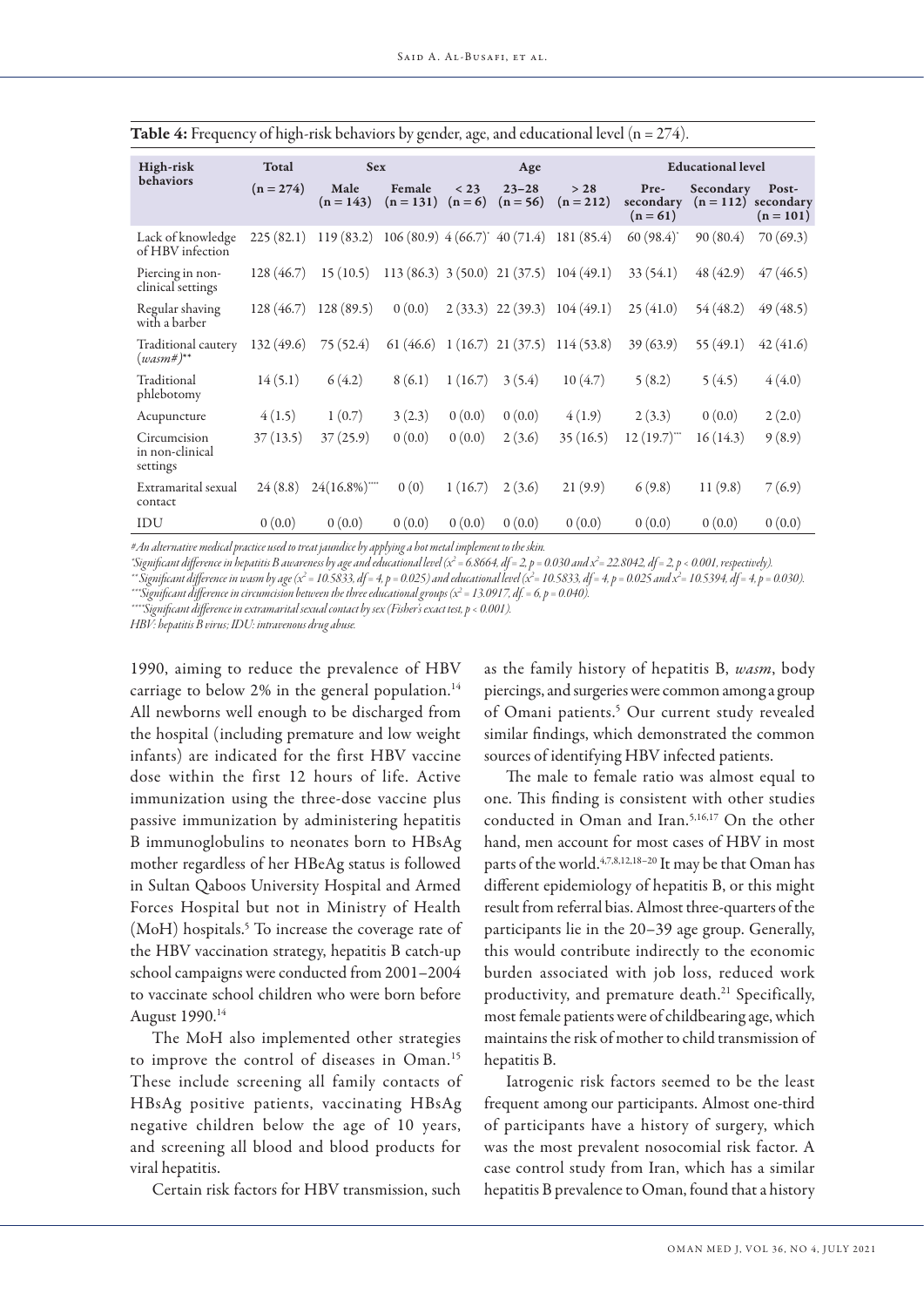**Table 4:** Frequency of high-risk behaviors by gender, age, and educational level (n = 274).

| High-risk behaviors | Total | Sex | | Age | | | Educational level | | |
|---|---|---|---|---|---|---|---|---|---|
| | (n = 274) | Male (n = 143) | Female (n = 131) | < 23 (n = 6) | 23–28 (n = 56) | > 28 (n = 212) | Pre-secondary (n = 61) | Secondary (n = 112) | Post-secondary (n = 101) |
| Lack of knowledge of HBV infection | 225 (82.1) | 119 (83.2) | 106 (80.9) | 4 (66.7)* | 40 (71.4) | 181 (85.4) | 60 (98.4)* | 90 (80.4) | 70 (69.3) |
| Piercing in non-clinical settings | 128 (46.7) | 15 (10.5) | 113 (86.3) | 3 (50.0) | 21 (37.5) | 104 (49.1) | 33 (54.1) | 48 (42.9) | 47 (46.5) |
| Regular shaving with a barber | 128 (46.7) | 128 (89.5) | 0 (0.0) | 2 (33.3) | 22 (39.3) | 104 (49.1) | 25 (41.0) | 54 (48.2) | 49 (48.5) |
| Traditional cautery (*wasm*#)** | 132 (49.6) | 75 (52.4) | 61 (46.6) | 1 (16.7) | 21 (37.5) | 114 (53.8) | 39 (63.9) | 55 (49.1) | 42 (41.6) |
| Traditional phlebotomy | 14 (5.1) | 6 (4.2) | 8 (6.1) | 1 (16.7) | 3 (5.4) | 10 (4.7) | 5 (8.2) | 5 (4.5) | 4 (4.0) |
| Acupuncture | 4 (1.5) | 1 (0.7) | 3 (2.3) | 0 (0.0) | 0 (0.0) | 4 (1.9) | 2 (3.3) | 0 (0.0) | 2 (2.0) |
| Circumcision in non-clinical settings | 37 (13.5) | 37 (25.9) | 0 (0.0) | 0 (0.0) | 2 (3.6) | 35 (16.5) | 12 (19.7)*** | 16 (14.3) | 9 (8.9) |
| Extramarital sexual contact | 24 (8.8) | 24(16.8%)**** | 0 (0) | 1 (16.7) | 2 (3.6) | 21 (9.9) | 6 (9.8) | 11 (9.8) | 7 (6.9) |
| IDU | 0 (0.0) | 0 (0.0) | 0 (0.0) | 0 (0.0) | 0 (0.0) | 0 (0.0) | 0 (0.0) | 0 (0.0) | 0 (0.0) |

*#An alternative medical practice used to treat jaundice by applying a hot metal implement to the skin.*
*\*Significant difference in hepatitis B awareness by age and educational level ($x^2$ = 6.8664, df = 2, p = 0.030 and $x^2$ = 22.8042, df = 2, p < 0.001, respectively).*
*\*\*Significant difference in wasm by age ($x^2$ = 10.5833, df = 4, p = 0.025) and educational level ($x^2$ = 10.5833, df = 4, p = 0.025 and $x^2$ = 10.5394, df = 4, p = 0.030).*
*\*\*\*Significant difference in circumcision between the three educational groups ($x^2$ = 13.0917, df. = 6, p = 0.040).*
*\*\*\*\*Significant difference in extramarital sexual contact by sex (Fisher's exact test, p < 0.001).*
*HBV: hepatitis B virus; IDU: intravenous drug abuse.*

1990, aiming to reduce the prevalence of HBV carriage to below 2% in the general population.[14] All newborns well enough to be discharged from the hospital (including premature and low weight infants) are indicated for the first HBV vaccine dose within the first 12 hours of life. Active immunization using the three-dose vaccine plus passive immunization by administering hepatitis B immunoglobulins to neonates born to HBsAg mother regardless of her HBeAg status is followed in Sultan Qaboos University Hospital and Armed Forces Hospital but not in Ministry of Health (MoH) hospitals.[5] To increase the coverage rate of the HBV vaccination strategy, hepatitis B catch-up school campaigns were conducted from 2001–2004 to vaccinate school children who were born before August 1990.[14]

The MoH also implemented other strategies to improve the control of diseases in Oman.[15] These include screening all family contacts of HBsAg positive patients, vaccinating HBsAg negative children below the age of 10 years, and screening all blood and blood products for viral hepatitis.

Certain risk factors for HBV transmission, such as the family history of hepatitis B, *wasm*, body piercings, and surgeries were common among a group of Omani patients.[5] Our current study revealed similar findings, which demonstrated the common sources of identifying HBV infected patients.

The male to female ratio was almost equal to one. This finding is consistent with other studies conducted in Oman and Iran.[5,16,17] On the other hand, men account for most cases of HBV in most parts of the world.[4,7,8,12,18–20] It may be that Oman has different epidemiology of hepatitis B, or this might result from referral bias. Almost three-quarters of the participants lie in the 20–39 age group. Generally, this would contribute indirectly to the economic burden associated with job loss, reduced work productivity, and premature death.[21] Specifically, most female patients were of childbearing age, which maintains the risk of mother to child transmission of hepatitis B.

Iatrogenic risk factors seemed to be the least frequent among our participants. Almost one-third of participants have a history of surgery, which was the most prevalent nosocomial risk factor. A case control study from Iran, which has a similar hepatitis B prevalence to Oman, found that a history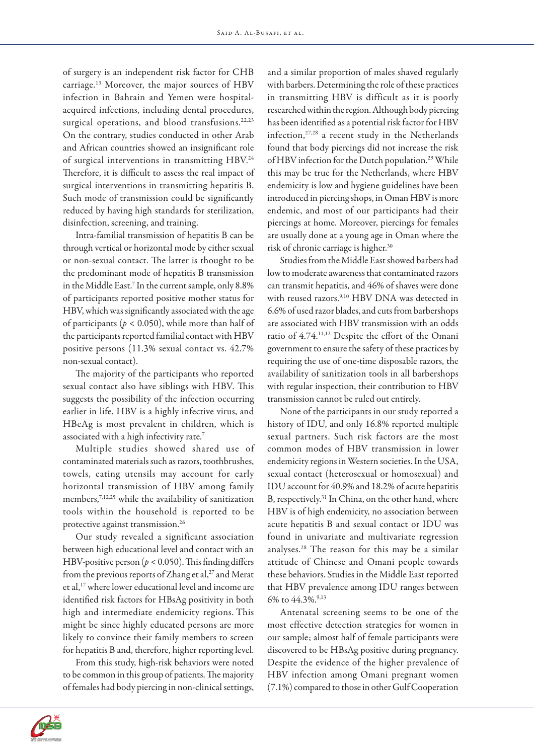of surgery is an independent risk factor for CHB carriage.[13] Moreover, the major sources of HBV infection in Bahrain and Yemen were hospital-acquired infections, including dental procedures, surgical operations, and blood transfusions.[22,23] On the contrary, studies conducted in other Arab and African countries showed an insignificant role of surgical interventions in transmitting HBV.[24] Therefore, it is difficult to assess the real impact of surgical interventions in transmitting hepatitis B. Such mode of transmission could be significantly reduced by having high standards for sterilization, disinfection, screening, and training.

Intra-familial transmission of hepatitis B can be through vertical or horizontal mode by either sexual or non-sexual contact. The latter is thought to be the predominant mode of hepatitis B transmission in the Middle East.[7] In the current sample, only 8.8% of participants reported positive mother status for HBV, which was significantly associated with the age of participants ($p < 0.050$), while more than half of the participants reported familial contact with HBV positive persons (11.3% sexual contact vs. 42.7% non-sexual contact).

The majority of the participants who reported sexual contact also have siblings with HBV. This suggests the possibility of the infection occurring earlier in life. HBV is a highly infective virus, and HBeAg is most prevalent in children, which is associated with a high infectivity rate.[7]

Multiple studies showed shared use of contaminated materials such as razors, toothbrushes, towels, eating utensils may account for early horizontal transmission of HBV among family members,[7,12,25] while the availability of sanitization tools within the household is reported to be protective against transmission.[26]

Our study revealed a significant association between high educational level and contact with an HBV-positive person ($p < 0.050$). This finding differs from the previous reports of Zhang et al,[27] and Merat et al,[17] where lower educational level and income are identified risk factors for HBsAg positivity in both high and intermediate endemicity regions. This might be since highly educated persons are more likely to convince their family members to screen for hepatitis B and, therefore, higher reporting level.

From this study, high-risk behaviors were noted to be common in this group of patients. The majority of females had body piercing in non-clinical settings, and a similar proportion of males shaved regularly with barbers. Determining the role of these practices in transmitting HBV is difficult as it is poorly researched within the region. Although body piercing has been identified as a potential risk factor for HBV infection,[27,28] a recent study in the Netherlands found that body piercings did not increase the risk of HBV infection for the Dutch population.[29] While this may be true for the Netherlands, where HBV endemicity is low and hygiene guidelines have been introduced in piercing shops, in Oman HBV is more endemic, and most of our participants had their piercings at home. Moreover, piercings for females are usually done at a young age in Oman where the risk of chronic carriage is higher.[30]

Studies from the Middle East showed barbers had low to moderate awareness that contaminated razors can transmit hepatitis, and 46% of shaves were done with reused razors.[9,10] HBV DNA was detected in 6.6% of used razor blades, and cuts from barbershops are associated with HBV transmission with an odds ratio of 4.74.[11,12] Despite the effort of the Omani government to ensure the safety of these practices by requiring the use of one-time disposable razors, the availability of sanitization tools in all barbershops with regular inspection, their contribution to HBV transmission cannot be ruled out entirely.

None of the participants in our study reported a history of IDU, and only 16.8% reported multiple sexual partners. Such risk factors are the most common modes of HBV transmission in lower endemicity regions in Western societies. In the USA, sexual contact (heterosexual or homosexual) and IDU account for 40.9% and 18.2% of acute hepatitis B, respectively.[31] In China, on the other hand, where HBV is of high endemicity, no association between acute hepatitis B and sexual contact or IDU was found in univariate and multivariate regression analyses.[28] The reason for this may be a similar attitude of Chinese and Omani people towards these behaviors. Studies in the Middle East reported that HBV prevalence among IDU ranges between 6% to 44.3%.[9,13]

Antenatal screening seems to be one of the most effective detection strategies for women in our sample; almost half of female participants were discovered to be HBsAg positive during pregnancy. Despite the evidence of the higher prevalence of HBV infection among Omani pregnant women (7.1%) compared to those in other Gulf Cooperation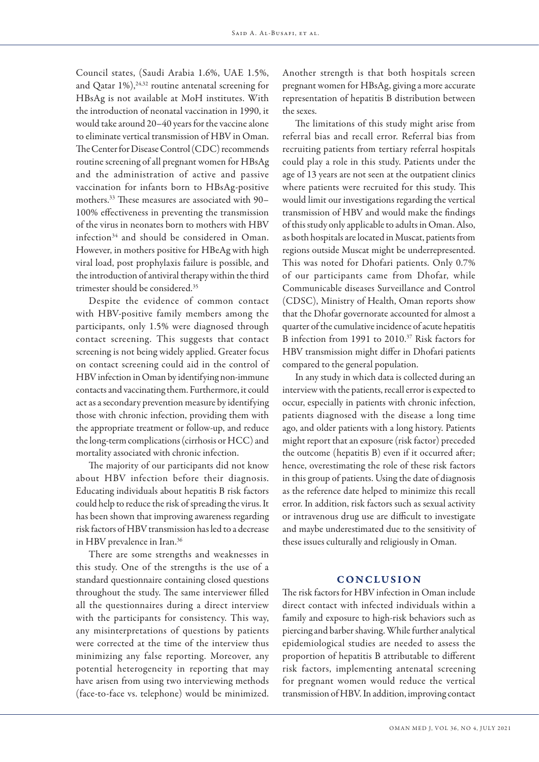Council states, (Saudi Arabia 1.6%, UAE 1.5%, and Qatar 1%),[24,32] routine antenatal screening for HBsAg is not available at MoH institutes. With the introduction of neonatal vaccination in 1990, it would take around 20–40 years for the vaccine alone to eliminate vertical transmission of HBV in Oman. The Center for Disease Control (CDC) recommends routine screening of all pregnant women for HBsAg and the administration of active and passive vaccination for infants born to HBsAg-positive mothers.[33] These measures are associated with 90–100% effectiveness in preventing the transmission of the virus in neonates born to mothers with HBV infection[34] and should be considered in Oman. However, in mothers positive for HBeAg with high viral load, post prophylaxis failure is possible, and the introduction of antiviral therapy within the third trimester should be considered.[35]

Despite the evidence of common contact with HBV-positive family members among the participants, only 1.5% were diagnosed through contact screening. This suggests that contact screening is not being widely applied. Greater focus on contact screening could aid in the control of HBV infection in Oman by identifying non-immune contacts and vaccinating them. Furthermore, it could act as a secondary prevention measure by identifying those with chronic infection, providing them with the appropriate treatment or follow-up, and reduce the long-term complications (cirrhosis or HCC) and mortality associated with chronic infection.

The majority of our participants did not know about HBV infection before their diagnosis. Educating individuals about hepatitis B risk factors could help to reduce the risk of spreading the virus. It has been shown that improving awareness regarding risk factors of HBV transmission has led to a decrease in HBV prevalence in Iran.[36]

There are some strengths and weaknesses in this study. One of the strengths is the use of a standard questionnaire containing closed questions throughout the study. The same interviewer filled all the questionnaires during a direct interview with the participants for consistency. This way, any misinterpretations of questions by patients were corrected at the time of the interview thus minimizing any false reporting. Moreover, any potential heterogeneity in reporting that may have arisen from using two interviewing methods (face-to-face vs. telephone) would be minimized. Another strength is that both hospitals screen pregnant women for HBsAg, giving a more accurate representation of hepatitis B distribution between the sexes.

The limitations of this study might arise from referral bias and recall error. Referral bias from recruiting patients from tertiary referral hospitals could play a role in this study. Patients under the age of 13 years are not seen at the outpatient clinics where patients were recruited for this study. This would limit our investigations regarding the vertical transmission of HBV and would make the findings of this study only applicable to adults in Oman. Also, as both hospitals are located in Muscat, patients from regions outside Muscat might be underrepresented. This was noted for Dhofari patients. Only 0.7% of our participants came from Dhofar, while Communicable diseases Surveillance and Control (CDSC), Ministry of Health, Oman reports show that the Dhofar governorate accounted for almost a quarter of the cumulative incidence of acute hepatitis B infection from 1991 to 2010.[37] Risk factors for HBV transmission might differ in Dhofari patients compared to the general population.

In any study in which data is collected during an interview with the patients, recall error is expected to occur, especially in patients with chronic infection, patients diagnosed with the disease a long time ago, and older patients with a long history. Patients might report that an exposure (risk factor) preceded the outcome (hepatitis B) even if it occurred after; hence, overestimating the role of these risk factors in this group of patients. Using the date of diagnosis as the reference date helped to minimize this recall error. In addition, risk factors such as sexual activity or intravenous drug use are difficult to investigate and maybe underestimated due to the sensitivity of these issues culturally and religiously in Oman.

## CONCLUSION

The risk factors for HBV infection in Oman include direct contact with infected individuals within a family and exposure to high-risk behaviors such as piercing and barber shaving. While further analytical epidemiological studies are needed to assess the proportion of hepatitis B attributable to different risk factors, implementing antenatal screening for pregnant women would reduce the vertical transmission of HBV. In addition, improving contact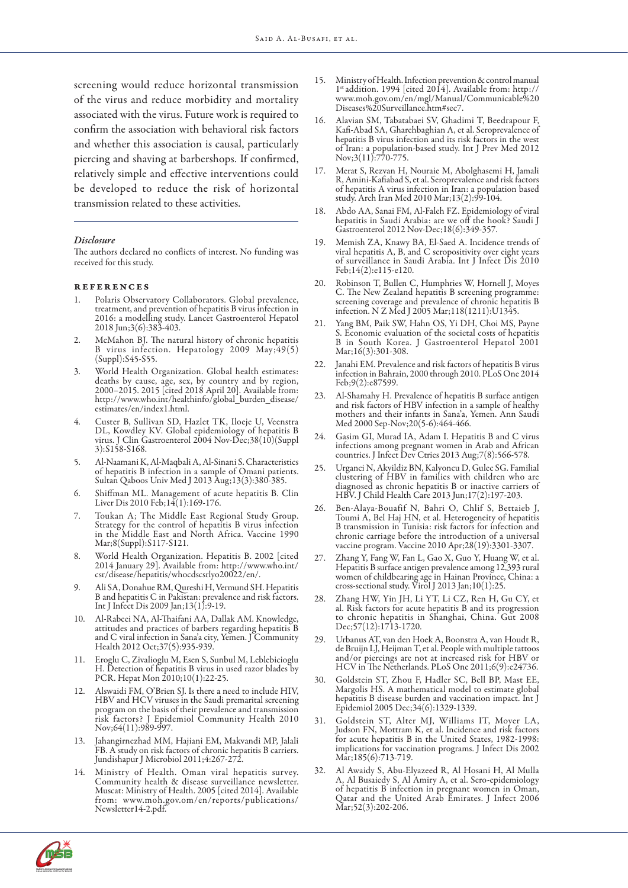screening would reduce horizontal transmission of the virus and reduce morbidity and mortality associated with the virus. Future work is required to confirm the association with behavioral risk factors and whether this association is causal, particularly piercing and shaving at barbershops. If confirmed, relatively simple and effective interventions could be developed to reduce the risk of horizontal transmission related to these activities.

### *Disclosure*

The authors declared no conflicts of interest. No funding was received for this study.

## References

1. Polaris Observatory Collaborators. Global prevalence, treatment, and prevention of hepatitis B virus infection in 2016: a modelling study. Lancet Gastroenterol Hepatol 2018 Jun;3(6):383-403.
2. McMahon BJ. The natural history of chronic hepatitis B virus infection. Hepatology 2009 May;49(5) (Suppl):S45-S55.
3. World Health Organization. Global health estimates: deaths by cause, age, sex, by country and by region, 2000–2015. 2015 [cited 2018 April 20]. Available from: http://www.who.int/healthinfo/global_burden_disease/estimates/en/index1.html.
4. Custer B, Sullivan SD, Hazlet TK, Iloeje U, Veenstra DL, Kowdley KV. Global epidemiology of hepatitis B virus. J Clin Gastroenterol 2004 Nov-Dec;38(10)(Suppl 3):S158-S168.
5. Al-Naamani K, Al-Maqbali A, Al-Sinani S. Characteristics of hepatitis B infection in a sample of Omani patients. Sultan Qaboos Univ Med J 2013 Aug;13(3):380-385.
6. Shiffman ML. Management of acute hepatitis B. Clin Liver Dis 2010 Feb;14(1):169-176.
7. Toukan A; The Middle East Regional Study Group. Strategy for the control of hepatitis B virus infection in the Middle East and North Africa. Vaccine 1990 Mar;8(Suppl):S117-S121.
8. World Health Organization. Hepatitis B. 2002 [cited 2014 January 29]. Available from: http://www.who.int/csr/disease/hepatitis/whocdscsrlyo20022/en/.
9. Ali SA, Donahue RM, Qureshi H, Vermund SH. Hepatitis B and hepatitis C in Pakistan: prevalence and risk factors. Int J Infect Dis 2009 Jan;13(1):9-19.
10. Al-Rabeei NA, Al-Thaifani AA, Dallak AM. Knowledge, attitudes and practices of barbers regarding hepatitis B and C viral infection in Sana'a city, Yemen. J Community Health 2012 Oct;37(5):935-939.
11. Eroglu C, Zivalioglu M, Esen S, Sunbul M, Leblebicioglu H. Detection of hepatitis B virus in used razor blades by PCR. Hepat Mon 2010;10(1):22-25.
12. Alswaidi FM, O'Brien SJ. Is there a need to include HIV, HBV and HCV viruses in the Saudi premarital screening program on the basis of their prevalence and transmission risk factors? J Epidemiol Community Health 2010 Nov;64(11):989-997.
13. Jahangirnezhad MM, Hajiani EM, Makvandi MP, Jalali FB. A study on risk factors of chronic hepatitis B carriers. Jundishapur J Microbiol 2011;4:267-272.
14. Ministry of Health. Oman viral hepatitis survey. Community health & disease surveillance newsletter. Muscat: Ministry of Health. 2005 [cited 2014]. Available from: www.moh.gov.om/en/reports/publications/Newsletter14-2.pdf.
15. Ministry of Health. Infection prevention & control manual 1st addition. 1994 [cited 2014]. Available from: http://www.moh.gov.om/en/mgl/Manual/Communicable%20Diseases%20Surveillance.htm#sec7.
16. Alavian SM, Tabatabaei SV, Ghadimi T, Beedrapour F, Kafi-Abad SA, Gharehbaghian A, et al. Seroprevalence of hepatitis B virus infection and its risk factors in the west of Iran: a population-based study. Int J Prev Med 2012 Nov;3(11):770-775.
17. Merat S, Rezvan H, Nouraie M, Abolghasemi H, Jamali R, Amini-Kafiabad S, et al. Seroprevalence and risk factors of hepatitis A virus infection in Iran: a population based study. Arch Iran Med 2010 Mar;13(2):99-104.
18. Abdo AA, Sanai FM, Al-Faleh FZ. Epidemiology of viral hepatitis in Saudi Arabia: are we off the hook? Saudi J Gastroenterol 2012 Nov-Dec;18(6):349-357.
19. Memish ZA, Knawy BA, El-Saed A. Incidence trends of viral hepatitis A, B, and C seropositivity over eight years of surveillance in Saudi Arabia. Int J Infect Dis 2010 Feb;14(2):e115-e120.
20. Robinson T, Bullen C, Humphries W, Hornell J, Moyes C. The New Zealand hepatitis B screening programme: screening coverage and prevalence of chronic hepatitis B infection. N Z Med J 2005 Mar;118(1211):U1345.
21. Yang BM, Paik SW, Hahn OS, Yi DH, Choi MS, Payne S. Economic evaluation of the societal costs of hepatitis B in South Korea. J Gastroenterol Hepatol 2001 Mar;16(3):301-308.
22. Janahi EM. Prevalence and risk factors of hepatitis B virus infection in Bahrain, 2000 through 2010. PLoS One 2014 Feb;9(2):e87599.
23. Al-Shamahy H. Prevalence of hepatitis B surface antigen and risk factors of HBV infection in a sample of healthy mothers and their infants in Sana'a, Yemen. Ann Saudi Med 2000 Sep-Nov;20(5-6):464-466.
24. Gasim GI, Murad IA, Adam I. Hepatitis B and C virus infections among pregnant women in Arab and African countries. J Infect Dev Ctries 2013 Aug;7(8):566-578.
25. Urganci N, Akyildiz BN, Kalyoncu D, Gulec SG. Familial clustering of HBV in families with children who are diagnosed as chronic hepatitis B or inactive carriers of HBV. J Child Health Care 2013 Jun;17(2):197-203.
26. Ben-Alaya-Bouafif N, Bahri O, Chlif S, Bettaieb J, Toumi A, Bel Haj HN, et al. Heterogeneity of hepatitis B transmission in Tunisia: risk factors for infection and chronic carriage before the introduction of a universal vaccine program. Vaccine 2010 Apr;28(19):3301-3307.
27. Zhang Y, Fang W, Fan L, Gao X, Guo Y, Huang W, et al. Hepatitis B surface antigen prevalence among 12,393 rural women of childbearing age in Hainan Province, China: a cross-sectional study. Virol J 2013 Jan;10(1):25.
28. Zhang HW, Yin JH, Li YT, Li CZ, Ren H, Gu CY, et al. Risk factors for acute hepatitis B and its progression to chronic hepatitis in Shanghai, China. Gut 2008 Dec;57(12):1713-1720.
29. Urbanus AT, van den Hoek A, Boonstra A, van Houdt R, de Bruijn LJ, Heijman T, et al. People with multiple tattoos and/or piercings are not at increased risk for HBV or HCV in The Netherlands. PLoS One 2011;6(9):e24736.
30. Goldstein ST, Zhou F, Hadler SC, Bell BP, Mast EE, Margolis HS. A mathematical model to estimate global hepatitis B disease burden and vaccination impact. Int J Epidemiol 2005 Dec;34(6):1329-1339.
31. Goldstein ST, Alter MJ, Williams IT, Moyer LA, Judson FN, Mottram K, et al. Incidence and risk factors for acute hepatitis B in the United States, 1982-1998: implications for vaccination programs. J Infect Dis 2002 Mar;185(6):713-719.
32. Al Awaidy S, Abu-Elyazeed R, Al Hosani H, Al Mulla A, Al Busaiedy S, Al Amiry A, et al. Sero-epidemiology of hepatitis B infection in pregnant women in Oman, Qatar and the United Arab Emirates. J Infect 2006 Mar;52(3):202-206.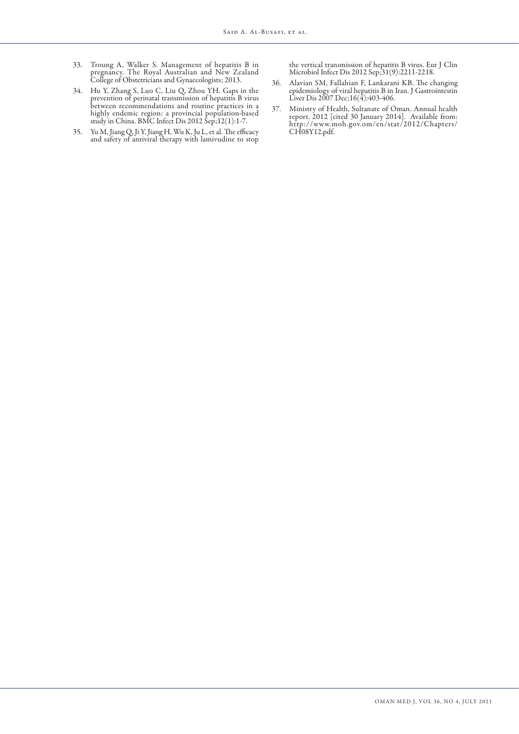33. Troung A, Walker S. Management of hepatitis B in pregnancy. The Royal Australian and New Zealand College of Obstetricians and Gynaecologists; 2013.
34. Hu Y, Zhang S, Luo C, Liu Q, Zhou YH. Gaps in the prevention of perinatal transmission of hepatitis B virus between recommendations and routine practices in a highly endemic region: a provincial population-based study in China. BMC Infect Dis 2012 Sep;12(1):1-7.
35. Yu M, Jiang Q, Ji Y, Jiang H, Wu K, Ju L, et al. The efficacy and safety of antiviral therapy with lamivudine to stop the vertical transmission of hepatitis B virus. Eur J Clin Microbiol Infect Dis 2012 Sep;31(9):2211-2218.
36. Alavian SM, Fallahian F, Lankarani KB. The changing epidemiology of viral hepatitis B in Iran. J Gastrointestin Liver Dis 2007 Dec;16(4):403-406.
37. Ministry of Health, Sultanate of Oman. Annual health report. 2012 [cited 30 January 2014]. Available from: http://www.moh.gov.om/en/stat/2012/Chapters/CH08Y12.pdf.